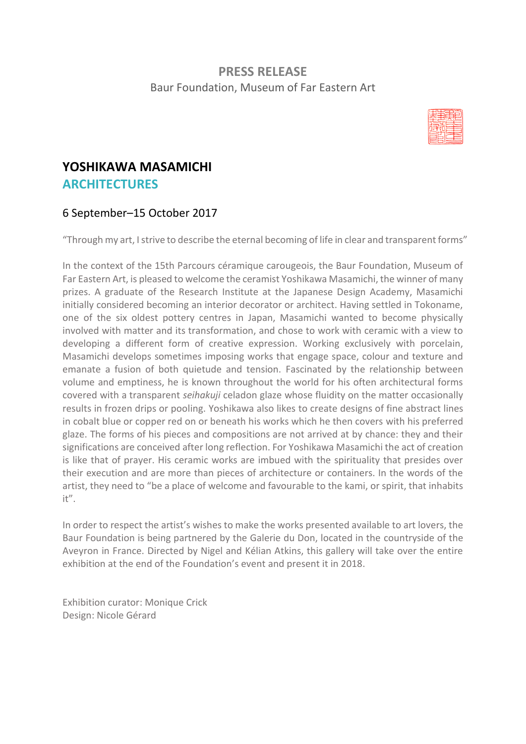**PRESS RELEASE**

Baur Foundation, Museum of Far Eastern Art

# YOSHIKAWA MASAMICHI

## ARCHITECTURES

### 6 September–15 October 2017

"Through my art, I strive to describe the eternal becoming of life in clear and transparent forms"

In the context of the 15th Parcours céramique carougeois, the Baur Foundation, Museum of Far Eastern Art, is pleased to welcome the ceramist Yoshikawa Masamichi, the winner of many prizes. A graduate of the Research Institute at the Japanese Design Academy, Masamichi initially considered becoming an interior decorator or architect. Having settled in Tokoname, one of the six oldest pottery centres in Japan, Masamichi wanted to become physically involved with matter and its transformation, and chose to work with ceramic with a view to developing a different form of creative expression. Working exclusively with porcelain, Masamichi develops sometimes imposing works that engage space, colour and texture and emanate a fusion of both quietude and tension. Fascinated by the relationship between volume and emptiness, he is known throughout the world for his often architectural forms covered with a transparent *seihakuji* celadon glaze whose fluidity on the matter occasionally results in frozen drips or pooling. Yoshikawa also likes to create designs of fine abstract lines in cobalt blue or copper red on or beneath his works which he then covers with his preferred glaze. The forms of his pieces and compositions are not arrived at by chance: they and their significations are conceived after long reflection. For Yoshikawa Masamichi the act of creation is like that of prayer. His ceramic works are imbued with the spirituality that presides over their execution and are more than pieces of architecture or containers. In the words of the artist, they need to "be a place of welcome and favourable to the kami, or spirit, that inhabits it".

In order to respect the artist's wishes to make the works presented available to art lovers, the Baur Foundation is being partnered by the Galerie du Don, located in the countryside of the Aveyron in France. Directed by Nigel and Kélian Atkins, this gallery will take over the entire exhibition at the end of the Foundation's event and present it in 2018.

Exhibition curator: Monique Crick
Design: Nicole Gérard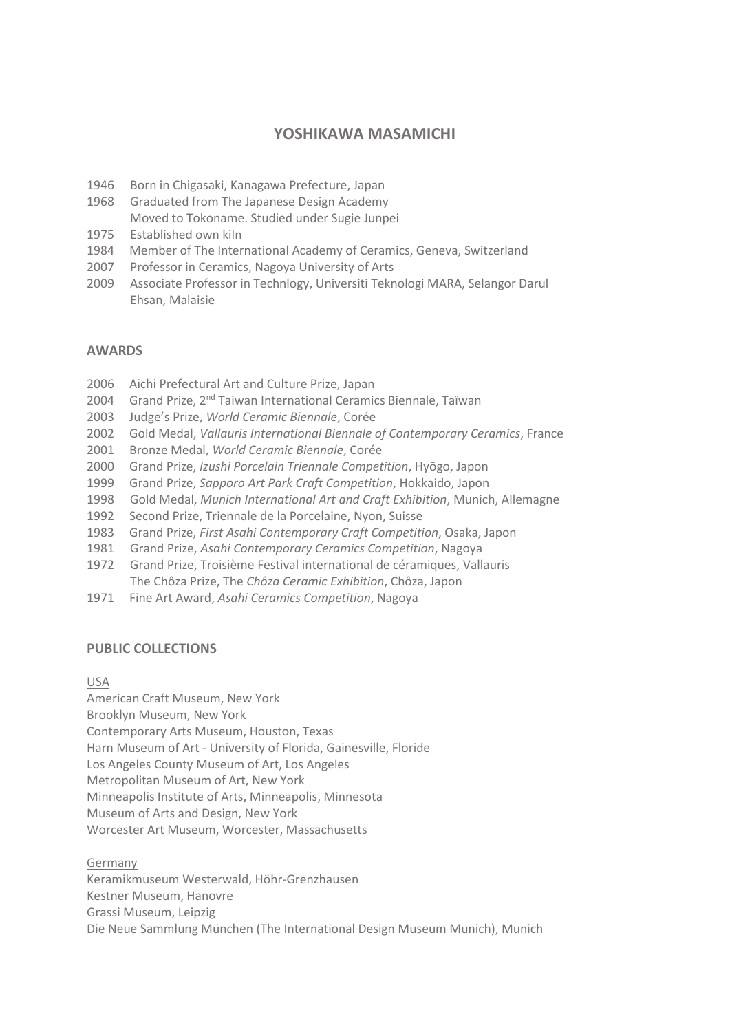## YOSHIKAWA MASAMICHI

1946 Born in Chigasaki, Kanagawa Prefecture, Japan
1968 Graduated from The Japanese Design Academy
Moved to Tokoname. Studied under Sugie Junpei
1975 Established own kiln
1984 Member of The International Academy of Ceramics, Geneva, Switzerland
2007 Professor in Ceramics, Nagoya University of Arts
2009 Associate Professor in Technlogy, Universiti Teknologi MARA, Selangor Darul Ehsan, Malaisie

### AWARDS

2006 Aichi Prefectural Art and Culture Prize, Japan
2004 Grand Prize, 2nd Taiwan International Ceramics Biennale, Taïwan
2003 Judge's Prize, *World Ceramic Biennale*, Corée
2002 Gold Medal, *Vallauris International Biennale of Contemporary Ceramics*, France
2001 Bronze Medal, *World Ceramic Biennale*, Corée
2000 Grand Prize, *Izushi Porcelain Triennale Competition*, Hyōgo, Japon
1999 Grand Prize, *Sapporo Art Park Craft Competition*, Hokkaido, Japon
1998 Gold Medal, *Munich International Art and Craft Exhibition*, Munich, Allemagne
1992 Second Prize, Triennale de la Porcelaine, Nyon, Suisse
1983 Grand Prize, *First Asahi Contemporary Craft Competition*, Osaka, Japon
1981 Grand Prize, *Asahi Contemporary Ceramics Competition*, Nagoya
1972 Grand Prize, Troisième Festival international de céramiques, Vallauris
The Chôza Prize, The *Chôza Ceramic Exhibition*, Chôza, Japon
1971 Fine Art Award, *Asahi Ceramics Competition*, Nagoya

### PUBLIC COLLECTIONS

USA

American Craft Museum, New York
Brooklyn Museum, New York
Contemporary Arts Museum, Houston, Texas
Harn Museum of Art - University of Florida, Gainesville, Floride
Los Angeles County Museum of Art, Los Angeles
Metropolitan Museum of Art, New York
Minneapolis Institute of Arts, Minneapolis, Minnesota
Museum of Arts and Design, New York
Worcester Art Museum, Worcester, Massachusetts

Germany

Keramikmuseum Westerwald, Höhr-Grenzhausen
Kestner Museum, Hanovre
Grassi Museum, Leipzig
Die Neue Sammlung München (The International Design Museum Munich), Munich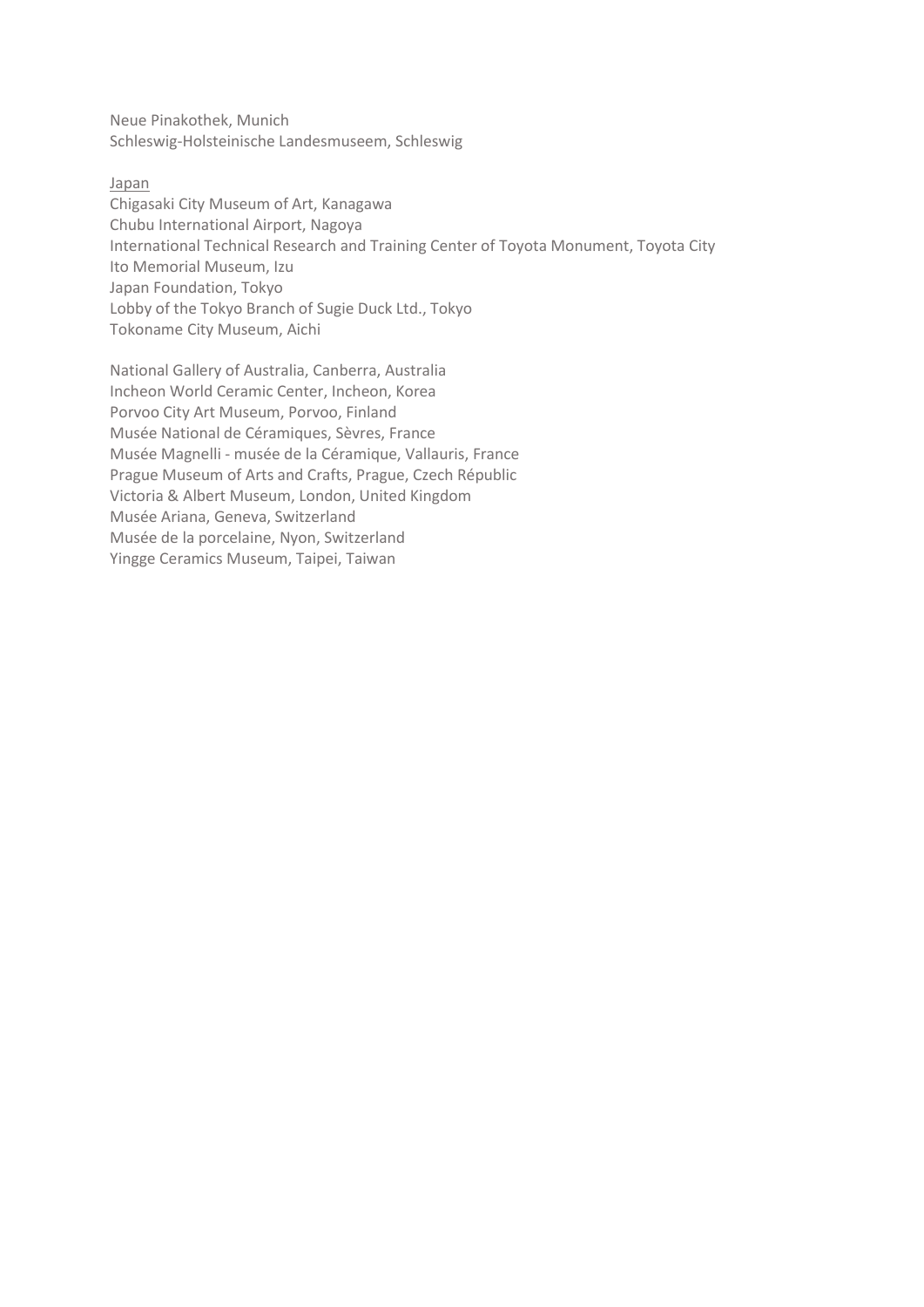Neue Pinakothek, Munich
Schleswig-Holsteinische Landesmuseem, Schleswig

Japan
Chigasaki City Museum of Art, Kanagawa
Chubu International Airport, Nagoya
International Technical Research and Training Center of Toyota Monument, Toyota City
Ito Memorial Museum, Izu
Japan Foundation, Tokyo
Lobby of the Tokyo Branch of Sugie Duck Ltd., Tokyo
Tokoname City Museum, Aichi

National Gallery of Australia, Canberra, Australia
Incheon World Ceramic Center, Incheon, Korea
Porvoo City Art Museum, Porvoo, Finland
Musée National de Céramiques, Sèvres, France
Musée Magnelli - musée de la Céramique, Vallauris, France
Prague Museum of Arts and Crafts, Prague, Czech Républic
Victoria & Albert Museum, London, United Kingdom
Musée Ariana, Geneva, Switzerland
Musée de la porcelaine, Nyon, Switzerland
Yingge Ceramics Museum, Taipei, Taiwan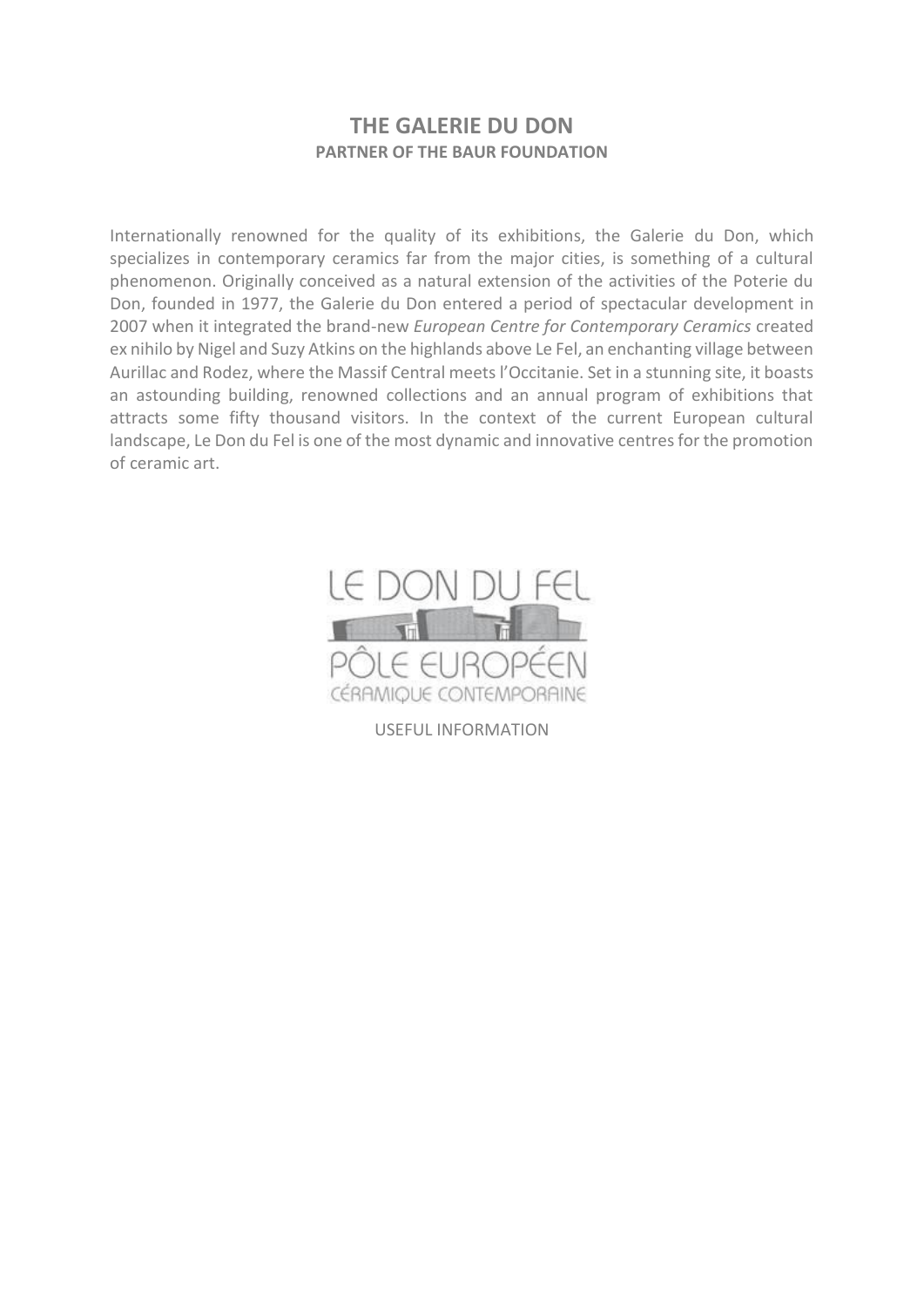## THE GALERIE DU DON

### PARTNER OF THE BAUR FOUNDATION

Internationally renowned for the quality of its exhibitions, the Galerie du Don, which specializes in contemporary ceramics far from the major cities, is something of a cultural phenomenon. Originally conceived as a natural extension of the activities of the Poterie du Don, founded in 1977, the Galerie du Don entered a period of spectacular development in 2007 when it integrated the brand-new *European Centre for Contemporary Ceramics* created ex nihilo by Nigel and Suzy Atkins on the highlands above Le Fel, an enchanting village between Aurillac and Rodez, where the Massif Central meets l'Occitanie. Set in a stunning site, it boasts an astounding building, renowned collections and an annual program of exhibitions that attracts some fifty thousand visitors. In the context of the current European cultural landscape, Le Don du Fel is one of the most dynamic and innovative centres for the promotion of ceramic art.

LE DON DU FEL

PÔLE EUROPÉEN

CÉRAMIQUE CONTEMPORAINE

USEFUL INFORMATION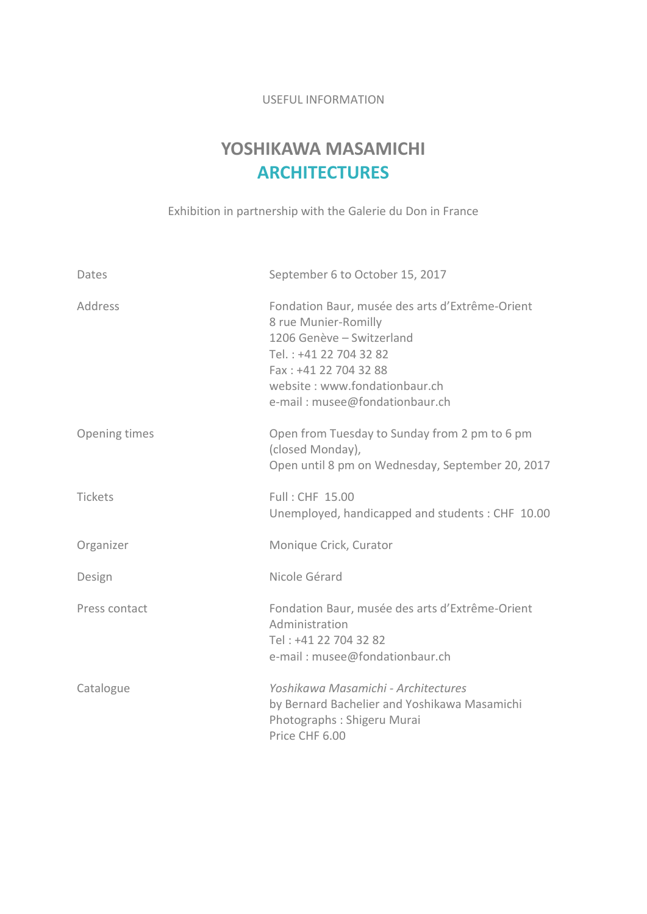USEFUL INFORMATION

# YOSHIKAWA MASAMICHI
# ARCHITECTURES

Exhibition in partnership with the Galerie du Don in France

| | |
|---|---|
| Dates | September 6 to October 15, 2017 |
| Address | Fondation Baur, musée des arts d'Extrême-Orient<br>8 rue Munier-Romilly<br>1206 Genève – Switzerland<br>Tel. : +41 22 704 32 82<br>Fax : +41 22 704 32 88<br>website : www.fondationbaur.ch<br>e-mail : musee@fondationbaur.ch |
| Opening times | Open from Tuesday to Sunday from 2 pm to 6 pm (closed Monday),<br>Open until 8 pm on Wednesday, September 20, 2017 |
| Tickets | Full : CHF 15.00<br>Unemployed, handicapped and students : CHF 10.00 |
| Organizer | Monique Crick, Curator |
| Design | Nicole Gérard |
| Press contact | Fondation Baur, musée des arts d'Extrême-Orient<br>Administration<br>Tel : +41 22 704 32 82<br>e-mail : musee@fondationbaur.ch |
| Catalogue | *Yoshikawa Masamichi - Architectures*<br>by Bernard Bachelier and Yoshikawa Masamichi<br>Photographs : Shigeru Murai<br>Price CHF 6.00 |